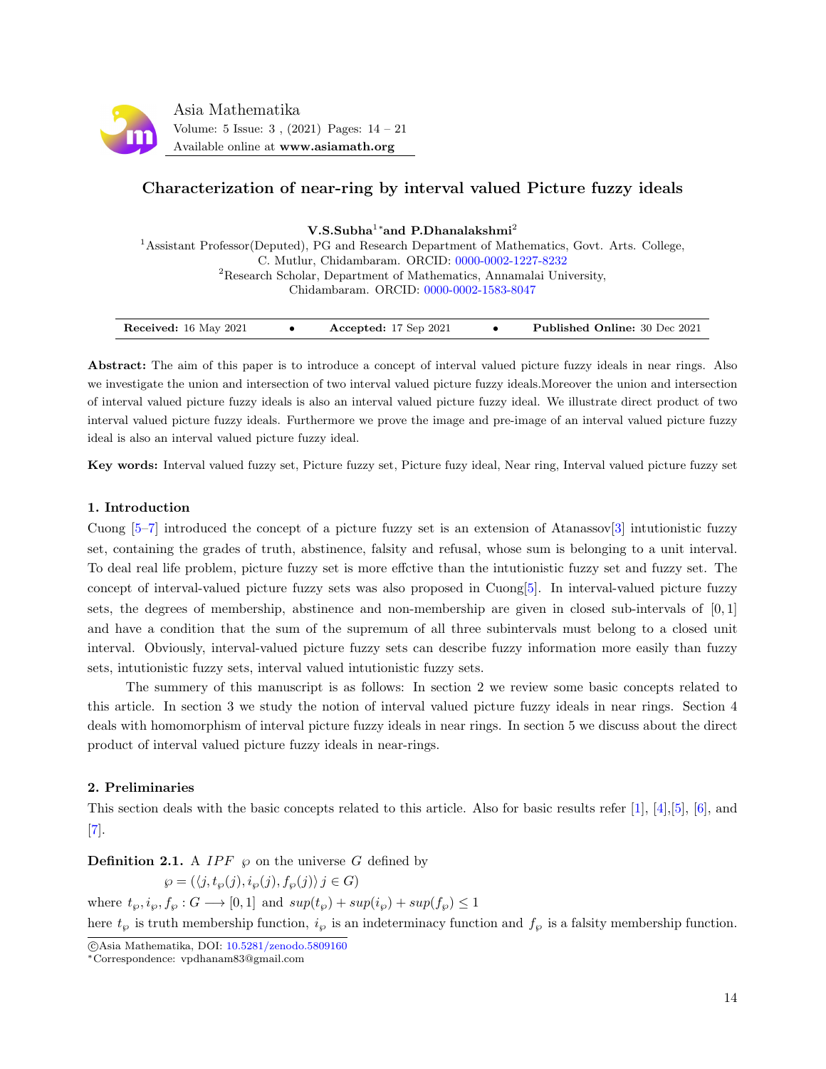# Characterization of near-ring by interval valued Picture fuzzy ideals

**V.S.Subha[1]\* and P.Dhanalakshmi[2]**

[1]Assistant Professor(Deputed), PG and Research Department of Mathematics, Govt. Arts. College, C. Mutlur, Chidambaram. ORCID: 0000-0002-1227-8232

[2]Research Scholar, Department of Mathematics, Annamalai University, Chidambaram. ORCID: 0000-0002-1583-8047

**Received:** 16 May 2021 • **Accepted:** 17 Sep 2021 • **Published Online:** 30 Dec 2021

**Abstract:** The aim of this paper is to introduce a concept of interval valued picture fuzzy ideals in near rings. Also we investigate the union and intersection of two interval valued picture fuzzy ideals.Moreover the union and intersection of interval valued picture fuzzy ideals is also an interval valued picture fuzzy ideal. We illustrate direct product of two interval valued picture fuzzy ideals. Furthermore we prove the image and pre-image of an interval valued picture fuzzy ideal is also an interval valued picture fuzzy ideal.

**Key words:** Interval valued fuzzy set, Picture fuzzy set, Picture fuzy ideal, Near ring, Interval valued picture fuzzy set

## 1. Introduction

Cuong [5–7] introduced the concept of a picture fuzzy set is an extension of Atanassov[3] intutionistic fuzzy set, containing the grades of truth, abstinence, falsity and refusal, whose sum is belonging to a unit interval. To deal real life problem, picture fuzzy set is more effctive than the intutionistic fuzzy set and fuzzy set. The concept of interval-valued picture fuzzy sets was also proposed in Cuong[5]. In interval-valued picture fuzzy sets, the degrees of membership, abstinence and non-membership are given in closed sub-intervals of $[0, 1]$ and have a condition that the sum of the supremum of all three subintervals must belong to a closed unit interval. Obviously, interval-valued picture fuzzy sets can describe fuzzy information more easily than fuzzy sets, intutionistic fuzzy sets, interval valued intutionistic fuzzy sets.

The summery of this manuscript is as follows: In section 2 we review some basic concepts related to this article. In section 3 we study the notion of interval valued picture fuzzy ideals in near rings. Section 4 deals with homomorphism of interval picture fuzzy ideals in near rings. In section 5 we discuss about the direct product of interval valued picture fuzzy ideals in near-rings.

## 2. Preliminaries

This section deals with the basic concepts related to this article. Also for basic results refer [1], [4],[5], [6], and [7].

**Definition 2.1.** A $IPF$ $\wp$ on the universe $G$ defined by

$$\wp = (\langle j, t_{\wp}(j), i_{\wp}(j), f_{\wp}(j)\rangle \, j \in G)$$

where $t_{\wp}, i_{\wp}, f_{\wp} : G \longrightarrow [0, 1]$ and $sup(t_{\wp}) + sup(i_{\wp}) + sup(f_{\wp}) \leq 1$

here $t_{\wp}$ is truth membership function, $i_{\wp}$ is an indeterminacy function and $f_{\wp}$ is a falsity membership function.

©Asia Mathematika, DOI: 10.5281/zenodo.5809160

\*Correspondence: vpdhanam83@gmail.com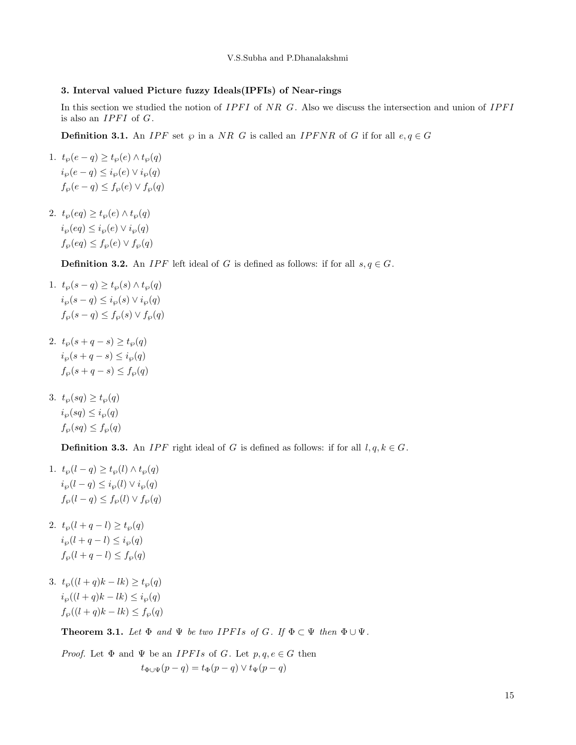## 3. Interval valued Picture fuzzy Ideals(IPFIs) of Near-rings

In this section we studied the notion of $IPFI$ of $NR$ $G$. Also we discuss the intersection and union of $IPFI$ is also an $IPFI$ of $G$.

**Definition 3.1.** An $IPF$ set $\wp$ in a $NR$ $G$ is called an $IPFNR$ of $G$ if for all $e, q \in G$

1. $t_\wp(e - q) \geq t_\wp(e) \wedge t_\wp(q)$
   $i_\wp(e - q) \leq i_\wp(e) \vee i_\wp(q)$
   $f_\wp(e - q) \leq f_\wp(e) \vee f_\wp(q)$

2. $t_\wp(eq) \geq t_\wp(e) \wedge t_\wp(q)$
   $i_\wp(eq) \leq i_\wp(e) \vee i_\wp(q)$
   $f_\wp(eq) \leq f_\wp(e) \vee f_\wp(q)$

**Definition 3.2.** An $IPF$ left ideal of $G$ is defined as follows: if for all $s, q \in G$.

1. $t_\wp(s - q) \geq t_\wp(s) \wedge t_\wp(q)$
   $i_\wp(s - q) \leq i_\wp(s) \vee i_\wp(q)$
   $f_\wp(s - q) \leq f_\wp(s) \vee f_\wp(q)$

2. $t_\wp(s + q - s) \geq t_\wp(q)$
   $i_\wp(s + q - s) \leq i_\wp(q)$
   $f_\wp(s + q - s) \leq f_\wp(q)$

3. $t_\wp(sq) \geq t_\wp(q)$
   $i_\wp(sq) \leq i_\wp(q)$
   $f_\wp(sq) \leq f_\wp(q)$

**Definition 3.3.** An $IPF$ right ideal of $G$ is defined as follows: if for all $l, q, k \in G$.

1. $t_\wp(l - q) \geq t_\wp(l) \wedge t_\wp(q)$
   $i_\wp(l - q) \leq i_\wp(l) \vee i_\wp(q)$
   $f_\wp(l - q) \leq f_\wp(l) \vee f_\wp(q)$

2. $t_\wp(l + q - l) \geq t_\wp(q)$
   $i_\wp(l + q - l) \leq i_\wp(q)$
   $f_\wp(l + q - l) \leq f_\wp(q)$

3. $t_\wp((l + q)k - lk) \geq t_\wp(q)$
   $i_\wp((l + q)k - lk) \leq i_\wp(q)$
   $f_\wp((l + q)k - lk) \leq f_\wp(q)$

**Theorem 3.1.** *Let $\Phi$ and $\Psi$ be two $IPFIs$ of $G$. If $\Phi \subset \Psi$ then $\Phi \cup \Psi$.*

*Proof.* Let $\Phi$ and $\Psi$ be an $IPFIs$ of $G$. Let $p, q, e \in G$ then

$$t_{\Phi\cup\Psi}(p - q) = t_\Phi(p - q) \vee t_\Psi(p - q)$$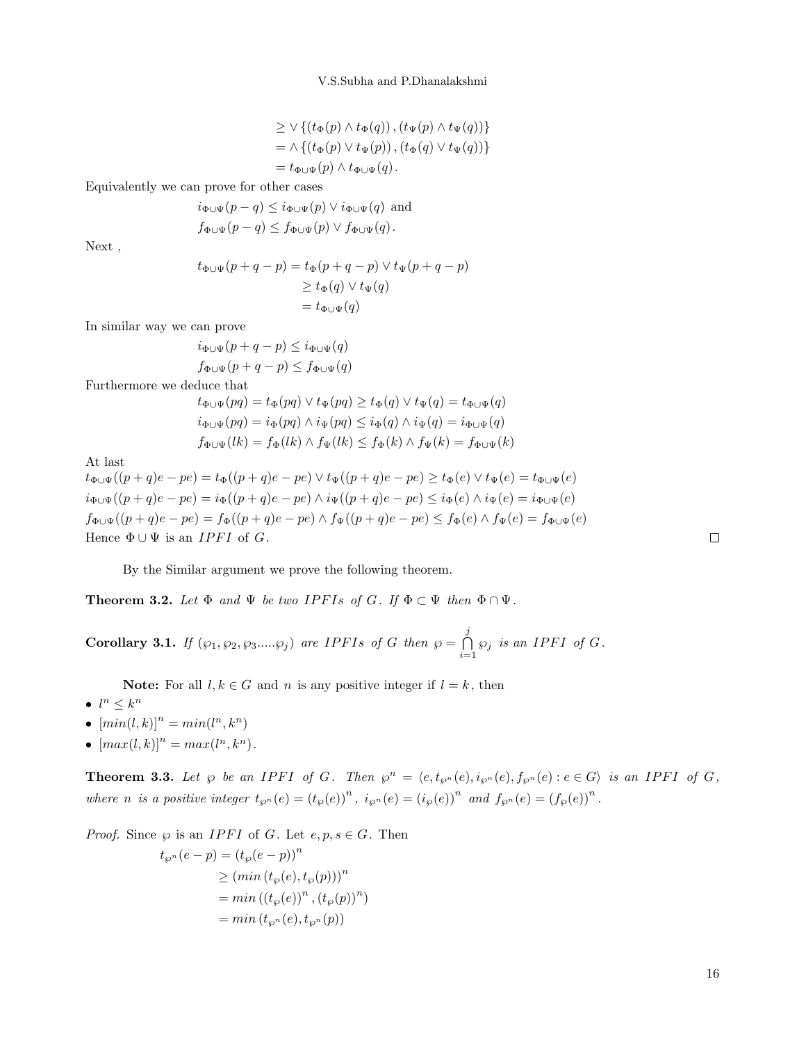$$
\begin{aligned}
&\geq \vee \{(t_\Phi(p) \wedge t_\Phi(q)), (t_\Psi(p) \wedge t_\Psi(q))\} \\
&= \wedge \{(t_\Phi(p) \vee t_\Psi(p)), (t_\Phi(q) \vee t_\Psi(q))\} \\
&= t_{\Phi\cup\Psi}(p) \wedge t_{\Phi\cup\Psi}(q).
\end{aligned}
$$

Equivalently we can prove for other cases

$$
i_{\Phi\cup\Psi}(p-q) \leq i_{\Phi\cup\Psi}(p) \vee i_{\Phi\cup\Psi}(q) \text{ and}
$$

$$
f_{\Phi\cup\Psi}(p-q) \leq f_{\Phi\cup\Psi}(p) \vee f_{\Phi\cup\Psi}(q).
$$

Next ,

$$
\begin{aligned}
t_{\Phi\cup\Psi}(p+q-p) &= t_\Phi(p+q-p) \vee t_\Psi(p+q-p) \\
&\geq t_\Phi(q) \vee t_\Psi(q) \\
&= t_{\Phi\cup\Psi}(q)
\end{aligned}
$$

In similar way we can prove

$$
i_{\Phi\cup\Psi}(p+q-p) \leq i_{\Phi\cup\Psi}(q)
$$

$$
f_{\Phi\cup\Psi}(p+q-p) \leq f_{\Phi\cup\Psi}(q)
$$

Furthermore we deduce that

$$
t_{\Phi\cup\Psi}(pq) = t_\Phi(pq) \vee t_\Psi(pq) \geq t_\Phi(q) \vee t_\Psi(q) = t_{\Phi\cup\Psi}(q)
$$

$$
i_{\Phi\cup\Psi}(pq) = i_\Phi(pq) \wedge i_\Psi(pq) \leq i_\Phi(q) \wedge i_\Psi(q) = i_{\Phi\cup\Psi}(q)
$$

$$
f_{\Phi\cup\Psi}(lk) = f_\Phi(lk) \wedge f_\Psi(lk) \leq f_\Phi(k) \wedge f_\Psi(k) = f_{\Phi\cup\Psi}(k)
$$

At last

$$
t_{\Phi\cup\Psi}((p+q)e-pe) = t_\Phi((p+q)e-pe) \vee t_\Psi((p+q)e-pe) \geq t_\Phi(e) \vee t_\Psi(e) = t_{\Phi\cup\Psi}(e)
$$

$$
i_{\Phi\cup\Psi}((p+q)e-pe) = i_\Phi((p+q)e-pe) \wedge i_\Psi((p+q)e-pe) \leq i_\Phi(e) \wedge i_\Psi(e) = i_{\Phi\cup\Psi}(e)
$$

$$
f_{\Phi\cup\Psi}((p+q)e-pe) = f_\Phi((p+q)e-pe) \wedge f_\Psi((p+q)e-pe) \leq f_\Phi(e) \wedge f_\Psi(e) = f_{\Phi\cup\Psi}(e)
$$

Hence $\Phi \cup \Psi$ is an $IPFI$ of $G$. □

By the Similar argument we prove the following theorem.

**Theorem 3.2.** *Let $\Phi$ and $\Psi$ be two $IPFIs$ of $G$. If $\Phi \subset \Psi$ then $\Phi \cap \Psi$.*

**Corollary 3.1.** *If $(\wp_1, \wp_2, \wp_3.....\wp_j)$ are $IPFIs$ of $G$ then $\wp = \bigcap\limits_{i=1}^{j} \wp_j$ is an $IPFI$ of $G$.*

**Note:** For all $l, k \in G$ and $n$ is any positive integer if $l = k$, then

- $l^n \leq k^n$
- $[min(l,k)]^n = min(l^n, k^n)$
- $[max(l,k)]^n = max(l^n, k^n)$.

**Theorem 3.3.** *Let $\wp$ be an $IPFI$ of $G$. Then $\wp^n = \langle e, t_{\wp^n}(e), i_{\wp^n}(e), f_{\wp^n}(e) : e \in G\rangle$ is an $IPFI$ of $G$, where $n$ is a positive integer $t_{\wp^n}(e) = (t_\wp(e))^n$, $i_{\wp^n}(e) = (i_\wp(e))^n$ and $f_{\wp^n}(e) = (f_\wp(e))^n$.*

*Proof.* Since $\wp$ is an $IPFI$ of $G$. Let $e, p, s \in G$. Then

$$
\begin{aligned}
t_{\wp^n}(e-p) &= (t_\wp(e-p))^n \\
&\geq (min(t_\wp(e), t_\wp(p)))^n \\
&= min((t_\wp(e))^n, (t_\wp(p))^n) \\
&= min(t_{\wp^n}(e), t_{\wp^n}(p))
\end{aligned}
$$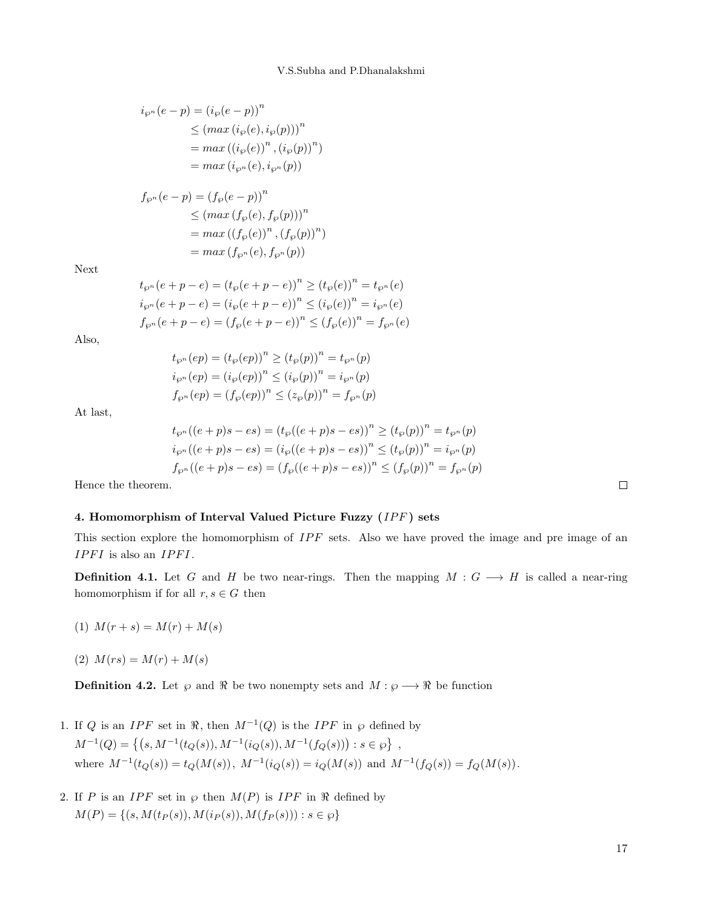$$
\begin{aligned}
i_{\wp^n}(e-p) &= \left(i_{\wp}(e-p)\right)^n \\
&\leq \left(max\left(i_{\wp}(e), i_{\wp}(p)\right)\right)^n \\
&= max\left(\left(i_{\wp}(e)\right)^n, \left(i_{\wp}(p)\right)^n\right) \\
&= max\left(i_{\wp^n}(e), i_{\wp^n}(p)\right)
\end{aligned}
$$

$$
\begin{aligned}
f_{\wp^n}(e-p) &= \left(f_{\wp}(e-p)\right)^n \\
&\leq \left(max\left(f_{\wp}(e), f_{\wp}(p)\right)\right)^n \\
&= max\left(\left(f_{\wp}(e)\right)^n, \left(f_{\wp}(p)\right)^n\right) \\
&= max\left(f_{\wp^n}(e), f_{\wp^n}(p)\right)
\end{aligned}
$$

Next

$$
\begin{aligned}
t_{\wp^n}(e+p-e) &= \left(t_{\wp}(e+p-e)\right)^n \geq \left(t_{\wp}(e)\right)^n = t_{\wp^n}(e) \\
i_{\wp^n}(e+p-e) &= \left(i_{\wp}(e+p-e)\right)^n \leq \left(i_{\wp}(e)\right)^n = i_{\wp^n}(e) \\
f_{\wp^n}(e+p-e) &= \left(f_{\wp}(e+p-e)\right)^n \leq \left(f_{\wp}(e)\right)^n = f_{\wp^n}(e)
\end{aligned}
$$

Also,

$$
\begin{aligned}
t_{\wp^n}(ep) &= \left(t_{\wp}(ep)\right)^n \geq \left(t_{\wp}(p)\right)^n = t_{\wp^n}(p) \\
i_{\wp^n}(ep) &= \left(i_{\wp}(ep)\right)^n \leq \left(i_{\wp}(p)\right)^n = i_{\wp^n}(p) \\
f_{\wp^n}(ep) &= \left(f_{\wp}(ep)\right)^n \leq \left(z_{\wp}(p)\right)^n = f_{\wp^n}(p)
\end{aligned}
$$

At last,

$$
\begin{aligned}
t_{\wp^n}((e+p)s-es) &= \left(t_{\wp}((e+p)s-es)\right)^n \geq \left(t_{\wp}(p)\right)^n = t_{\wp^n}(p) \\
i_{\wp^n}((e+p)s-es) &= \left(i_{\wp}((e+p)s-es)\right)^n \leq \left(t_{\wp}(p)\right)^n = i_{\wp^n}(p) \\
f_{\wp^n}((e+p)s-es) &= \left(f_{\wp}((e+p)s-es)\right)^n \leq \left(f_{\wp}(p)\right)^n = f_{\wp^n}(p)
\end{aligned}
$$

Hence the theorem. □

### 4. Homomorphism of Interval Valued Picture Fuzzy ($IPF$) sets

This section explore the homomorphism of $IPF$ sets. Also we have proved the image and pre image of an $IPFI$ is also an $IPFI$.

**Definition 4.1.** Let $G$ and $H$ be two near-rings. Then the mapping $M : G \longrightarrow H$ is called a near-ring homomorphism if for all $r, s \in G$ then

(1) $M(r+s) = M(r) + M(s)$

(2) $M(rs) = M(r) + M(s)$

**Definition 4.2.** Let $\wp$ and $\Re$ be two nonempty sets and $M : \wp \longrightarrow \Re$ be function

1. If $Q$ is an $IPF$ set in $\Re$, then $M^{-1}(Q)$ is the $IPF$ in $\wp$ defined by
   $M^{-1}(Q) = \left\{\left(s, M^{-1}(t_Q(s)), M^{-1}(i_Q(s)), M^{-1}(f_Q(s))\right) : s \in \wp\right\}$ ,
   where $M^{-1}(t_Q(s)) = t_Q(M(s))$, $M^{-1}(i_Q(s)) = i_Q(M(s))$ and $M^{-1}(f_Q(s)) = f_Q(M(s))$.

2. If $P$ is an $IPF$ set in $\wp$ then $M(P)$ is $IPF$ in $\Re$ defined by
   $M(P) = \{(s, M(t_P(s)), M(i_P(s)), M(f_P(s))) : s \in \wp\}$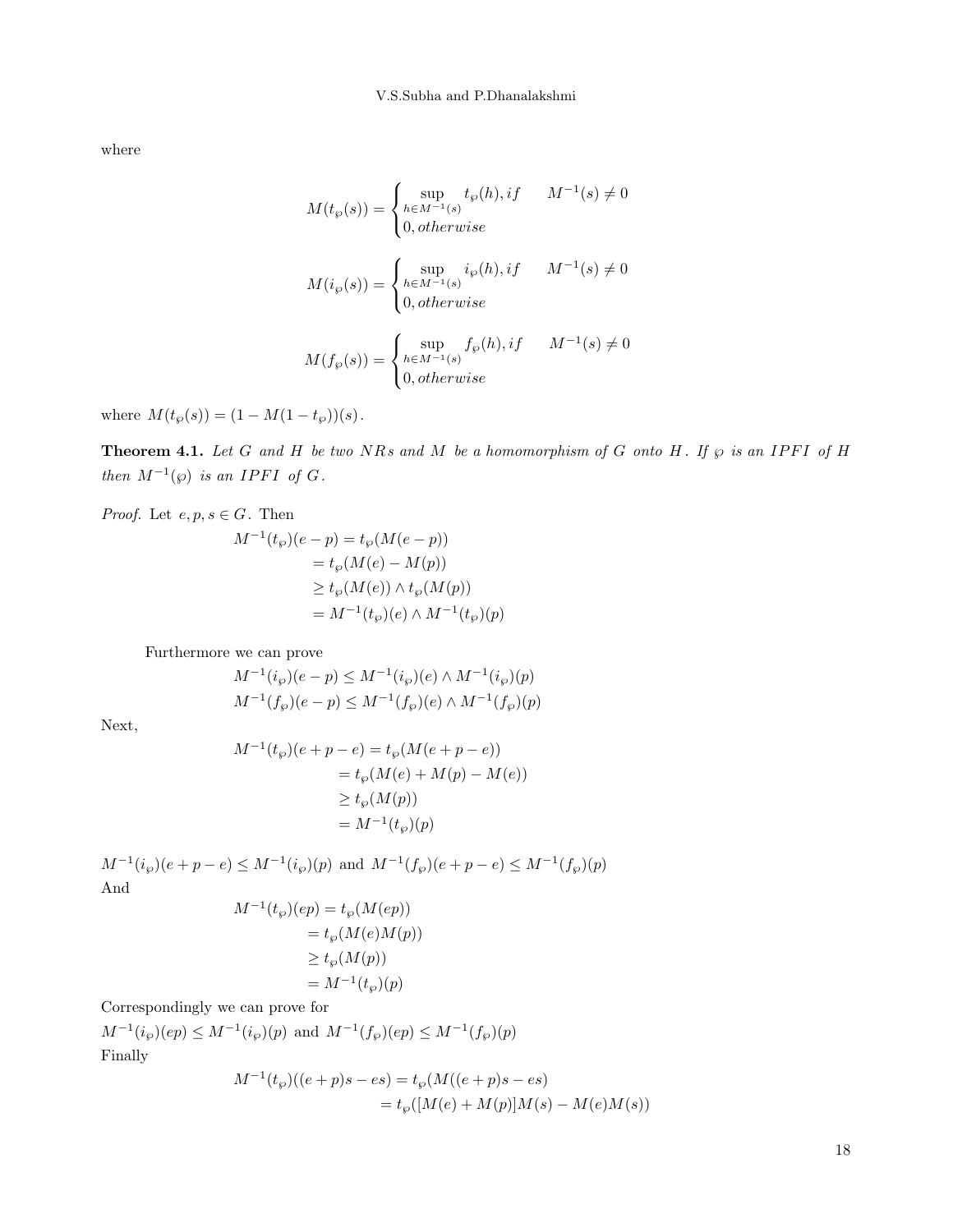where

$$M(t_\wp(s)) = \begin{cases} \sup\limits_{h\in M^{-1}(s)} t_\wp(h), if \quad M^{-1}(s) \neq 0 \\ 0, otherwise \end{cases}$$

$$M(i_\wp(s)) = \begin{cases} \sup\limits_{h\in M^{-1}(s)} i_\wp(h), if \quad M^{-1}(s) \neq 0 \\ 0, otherwise \end{cases}$$

$$M(f_\wp(s)) = \begin{cases} \sup\limits_{h\in M^{-1}(s)} f_\wp(h), if \quad M^{-1}(s) \neq 0 \\ 0, otherwise \end{cases}$$

where $M(t_\wp(s)) = (1 - M(1 - t_\wp))(s)$.

**Theorem 4.1.** *Let $G$ and $H$ be two $NRs$ and $M$ be a homomorphism of $G$ onto $H$. If $\wp$ is an $IPFI$ of $H$ then $M^{-1}(\wp)$ is an $IPFI$ of $G$.*

*Proof.* Let $e, p, s \in G$. Then

$$\begin{aligned} M^{-1}(t_\wp)(e-p) &= t_\wp(M(e-p)) \\ &= t_\wp(M(e) - M(p)) \\ &\geq t_\wp(M(e)) \wedge t_\wp(M(p)) \\ &= M^{-1}(t_\wp)(e) \wedge M^{-1}(t_\wp)(p) \end{aligned}$$

Furthermore we can prove

$$M^{-1}(i_\wp)(e-p) \leq M^{-1}(i_\wp)(e) \wedge M^{-1}(i_\wp)(p)$$
$$M^{-1}(f_\wp)(e-p) \leq M^{-1}(f_\wp)(e) \wedge M^{-1}(f_\wp)(p)$$

Next,

$$\begin{aligned} M^{-1}(t_\wp)(e+p-e) &= t_\wp(M(e+p-e)) \\ &= t_\wp(M(e) + M(p) - M(e)) \\ &\geq t_\wp(M(p)) \\ &= M^{-1}(t_\wp)(p) \end{aligned}$$

$M^{-1}(i_\wp)(e+p-e) \leq M^{-1}(i_\wp)(p)$ and $M^{-1}(f_\wp)(e+p-e) \leq M^{-1}(f_\wp)(p)$

And

$$\begin{aligned} M^{-1}(t_\wp)(ep) &= t_\wp(M(ep)) \\ &= t_\wp(M(e)M(p)) \\ &\geq t_\wp(M(p)) \\ &= M^{-1}(t_\wp)(p) \end{aligned}$$

Correspondingly we can prove for

$M^{-1}(i_\wp)(ep) \leq M^{-1}(i_\wp)(p)$ and $M^{-1}(f_\wp)(ep) \leq M^{-1}(f_\wp)(p)$

Finally

$$\begin{aligned} M^{-1}(t_\wp)((e+p)s - es) &= t_\wp(M((e+p)s - es) \\ &= t_\wp([M(e) + M(p)]M(s) - M(e)M(s)) \end{aligned}$$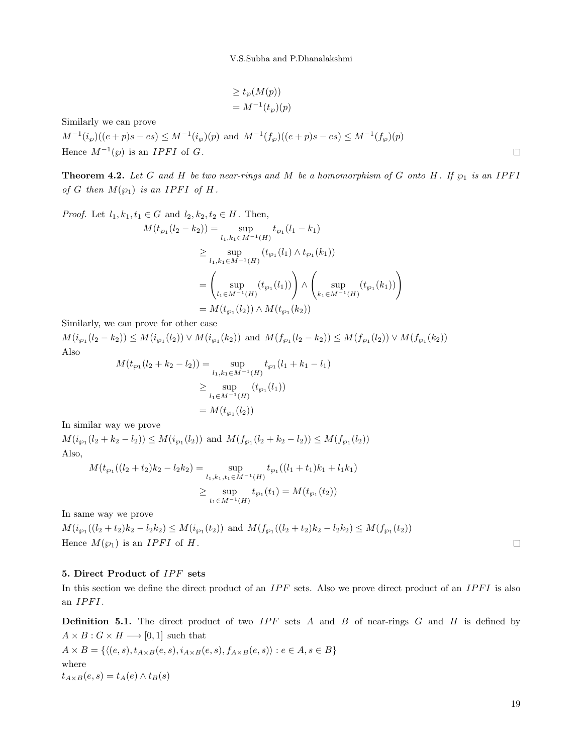$$\geq t_{\wp}(M(p))$$
$$= M^{-1}(t_{\wp})(p)$$

Similarly we can prove

$M^{-1}(i_{\wp})((e+p)s - es) \leq M^{-1}(i_{\wp})(p)$ and $M^{-1}(f_{\wp})((e+p)s - es) \leq M^{-1}(f_{\wp})(p)$

Hence $M^{-1}(\wp)$ is an $IPFI$ of $G$. □

**Theorem 4.2.** *Let $G$ and $H$ be two near-rings and $M$ be a homomorphism of $G$ onto $H$. If $\wp_1$ is an $IPFI$ of $G$ then $M(\wp_1)$ is an $IPFI$ of $H$.*

*Proof.* Let $l_1, k_1, t_1 \in G$ and $l_2, k_2, t_2 \in H$. Then,

$$\begin{aligned}
M(t_{\wp_1}(l_2 - k_2)) &= \sup_{l_1, k_1 \in M^{-1}(H)} t_{\wp_1}(l_1 - k_1) \\
&\geq \sup_{l_1, k_1 \in M^{-1}(H)} (t_{\wp_1}(l_1) \wedge t_{\wp_1}(k_1)) \\
&= \left( \sup_{l_1 \in M^{-1}(H)} (t_{\wp_1}(l_1)) \right) \wedge \left( \sup_{k_1 \in M^{-1}(H)} (t_{\wp_1}(k_1)) \right) \\
&= M(t_{\wp_1}(l_2)) \wedge M(t_{\wp_1}(k_2))
\end{aligned}$$

Similarly, we can prove for other case

$M(i_{\wp_1}(l_2 - k_2)) \leq M(i_{\wp_1}(l_2)) \vee M(i_{\wp_1}(k_2))$ and $M(f_{\wp_1}(l_2 - k_2)) \leq M(f_{\wp_1}(l_2)) \vee M(f_{\wp_1}(k_2))$

Also

$$\begin{aligned}
M(t_{\wp_1}(l_2 + k_2 - l_2)) &= \sup_{l_1, k_1 \in M^{-1}(H)} t_{\wp_1}(l_1 + k_1 - l_1) \\
&\geq \sup_{l_1 \in M^{-1}(H)} (t_{\wp_1}(l_1)) \\
&= M(t_{\wp_1}(l_2))
\end{aligned}$$

In similar way we prove

$M(i_{\wp_1}(l_2 + k_2 - l_2)) \leq M(i_{\wp_1}(l_2))$ and $M(f_{\wp_1}(l_2 + k_2 - l_2)) \leq M(f_{\wp_1}(l_2))$

Also,

$$\begin{aligned}
M(t_{\wp_1}((l_2 + t_2)k_2 - l_2 k_2) &= \sup_{l_1, k_1, t_1 \in M^{-1}(H)} t_{\wp_1}((l_1 + t_1)k_1 + l_1 k_1) \\
&\geq \sup_{t_1 \in M^{-1}(H)} t_{\wp_1}(t_1) = M(t_{\wp_1}(t_2))
\end{aligned}$$

In same way we prove

$M(i_{\wp_1}((l_2 + t_2)k_2 - l_2 k_2) \leq M(i_{\wp_1}(t_2))$ and $M(f_{\wp_1}((l_2 + t_2)k_2 - l_2 k_2) \leq M(f_{\wp_1}(t_2))$

Hence $M(\wp_1)$ is an $IPFI$ of $H$. □

## 5. Direct Product of $IPF$ sets

In this section we define the direct product of an $IPF$ sets. Also we prove direct product of an $IPFI$ is also an $IPFI$.

**Definition 5.1.** The direct product of two $IPF$ sets $A$ and $B$ of near-rings $G$ and $H$ is defined by $A \times B : G \times H \longrightarrow [0, 1]$ such that

$A \times B = \{\langle (e, s), t_{A \times B}(e, s), i_{A \times B}(e, s), f_{A \times B}(e, s) \rangle : e \in A, s \in B\}$

where

$t_{A \times B}(e, s) = t_A(e) \wedge t_B(s)$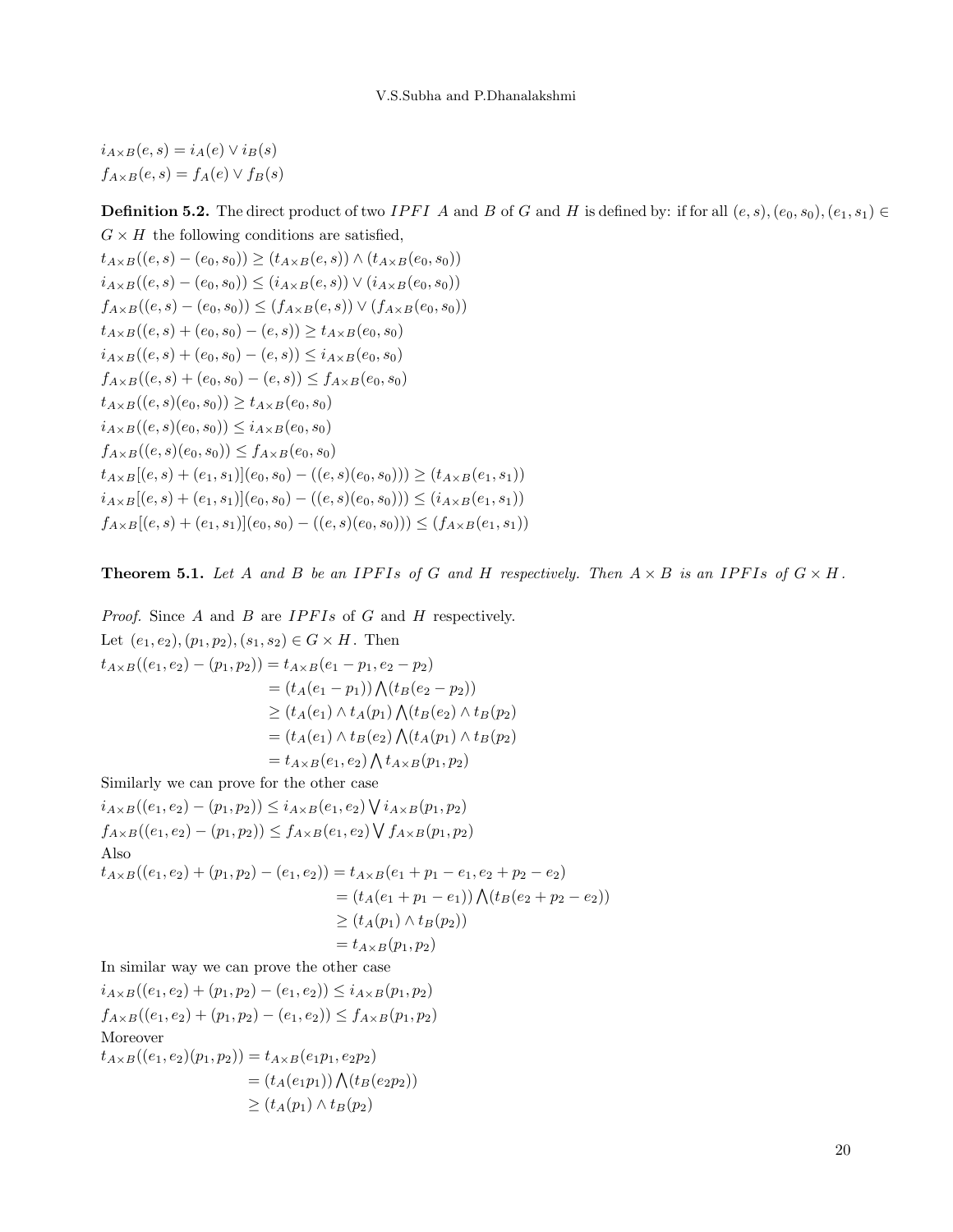$i_{A\times B}(e,s) = i_A(e) \vee i_B(s)$
$f_{A\times B}(e,s) = f_A(e) \vee f_B(s)$

**Definition 5.2.** The direct product of two $IPFI$ $A$ and $B$ of $G$ and $H$ is defined by: if for all $(e,s),(e_0,s_0),(e_1,s_1) \in G\times H$ the following conditions are satisfied,

$t_{A\times B}((e,s)-(e_0,s_0)) \geq (t_{A\times B}(e,s)) \wedge (t_{A\times B}(e_0,s_0))$
$i_{A\times B}((e,s)-(e_0,s_0)) \leq (i_{A\times B}(e,s)) \vee (i_{A\times B}(e_0,s_0))$
$f_{A\times B}((e,s)-(e_0,s_0)) \leq (f_{A\times B}(e,s)) \vee (f_{A\times B}(e_0,s_0))$
$t_{A\times B}((e,s)+(e_0,s_0)-(e,s)) \geq t_{A\times B}(e_0,s_0)$
$i_{A\times B}((e,s)+(e_0,s_0)-(e,s)) \leq i_{A\times B}(e_0,s_0)$
$f_{A\times B}((e,s)+(e_0,s_0)-(e,s)) \leq f_{A\times B}(e_0,s_0)$
$t_{A\times B}((e,s)(e_0,s_0)) \geq t_{A\times B}(e_0,s_0)$
$i_{A\times B}((e,s)(e_0,s_0)) \leq i_{A\times B}(e_0,s_0)$
$f_{A\times B}((e,s)(e_0,s_0)) \leq f_{A\times B}(e_0,s_0)$
$t_{A\times B}[(e,s)+(e_1,s_1)](e_0,s_0)-((e,s)(e_0,s_0))) \geq (t_{A\times B}(e_1,s_1))$
$i_{A\times B}[(e,s)+(e_1,s_1)](e_0,s_0)-((e,s)(e_0,s_0))) \leq (i_{A\times B}(e_1,s_1))$
$f_{A\times B}[(e,s)+(e_1,s_1)](e_0,s_0)-((e,s)(e_0,s_0))) \leq (f_{A\times B}(e_1,s_1))$

**Theorem 5.1.** *Let $A$ and $B$ be an $IPFIs$ of $G$ and $H$ respectively. Then $A\times B$ is an $IPFIs$ of $G\times H$.*

*Proof.* Since $A$ and $B$ are $IPFIs$ of $G$ and $H$ respectively.
Let $(e_1,e_2),(p_1,p_2),(s_1,s_2) \in G\times H$. Then

$$\begin{aligned}
t_{A\times B}((e_1,e_2)-(p_1,p_2)) &= t_{A\times B}(e_1-p_1, e_2-p_2)\\
&= (t_A(e_1-p_1)) \bigwedge (t_B(e_2-p_2))\\
&\geq (t_A(e_1)\wedge t_A(p_1) \bigwedge (t_B(e_2)\wedge t_B(p_2))\\
&= (t_A(e_1)\wedge t_B(e_2) \bigwedge (t_A(p_1)\wedge t_B(p_2))\\
&= t_{A\times B}(e_1,e_2) \bigwedge t_{A\times B}(p_1,p_2)
\end{aligned}$$

Similarly we can prove for the other case

$i_{A\times B}((e_1,e_2)-(p_1,p_2)) \leq i_{A\times B}(e_1,e_2) \bigvee i_{A\times B}(p_1,p_2)$
$f_{A\times B}((e_1,e_2)-(p_1,p_2)) \leq f_{A\times B}(e_1,e_2) \bigvee f_{A\times B}(p_1,p_2)$

Also

$$\begin{aligned}
t_{A\times B}((e_1,e_2)+(p_1,p_2)-(e_1,e_2)) &= t_{A\times B}(e_1+p_1-e_1, e_2+p_2-e_2)\\
&= (t_A(e_1+p_1-e_1)) \bigwedge (t_B(e_2+p_2-e_2))\\
&\geq (t_A(p_1)\wedge t_B(p_2))\\
&= t_{A\times B}(p_1,p_2)
\end{aligned}$$

In similar way we can prove the other case

$i_{A\times B}((e_1,e_2)+(p_1,p_2)-(e_1,e_2)) \leq i_{A\times B}(p_1,p_2)$
$f_{A\times B}((e_1,e_2)+(p_1,p_2)-(e_1,e_2)) \leq f_{A\times B}(p_1,p_2)$

Moreover

$$\begin{aligned}
t_{A\times B}((e_1,e_2)(p_1,p_2)) &= t_{A\times B}(e_1p_1, e_2p_2)\\
&= (t_A(e_1p_1)) \bigwedge (t_B(e_2p_2))\\
&\geq (t_A(p_1)\wedge t_B(p_2)
\end{aligned}$$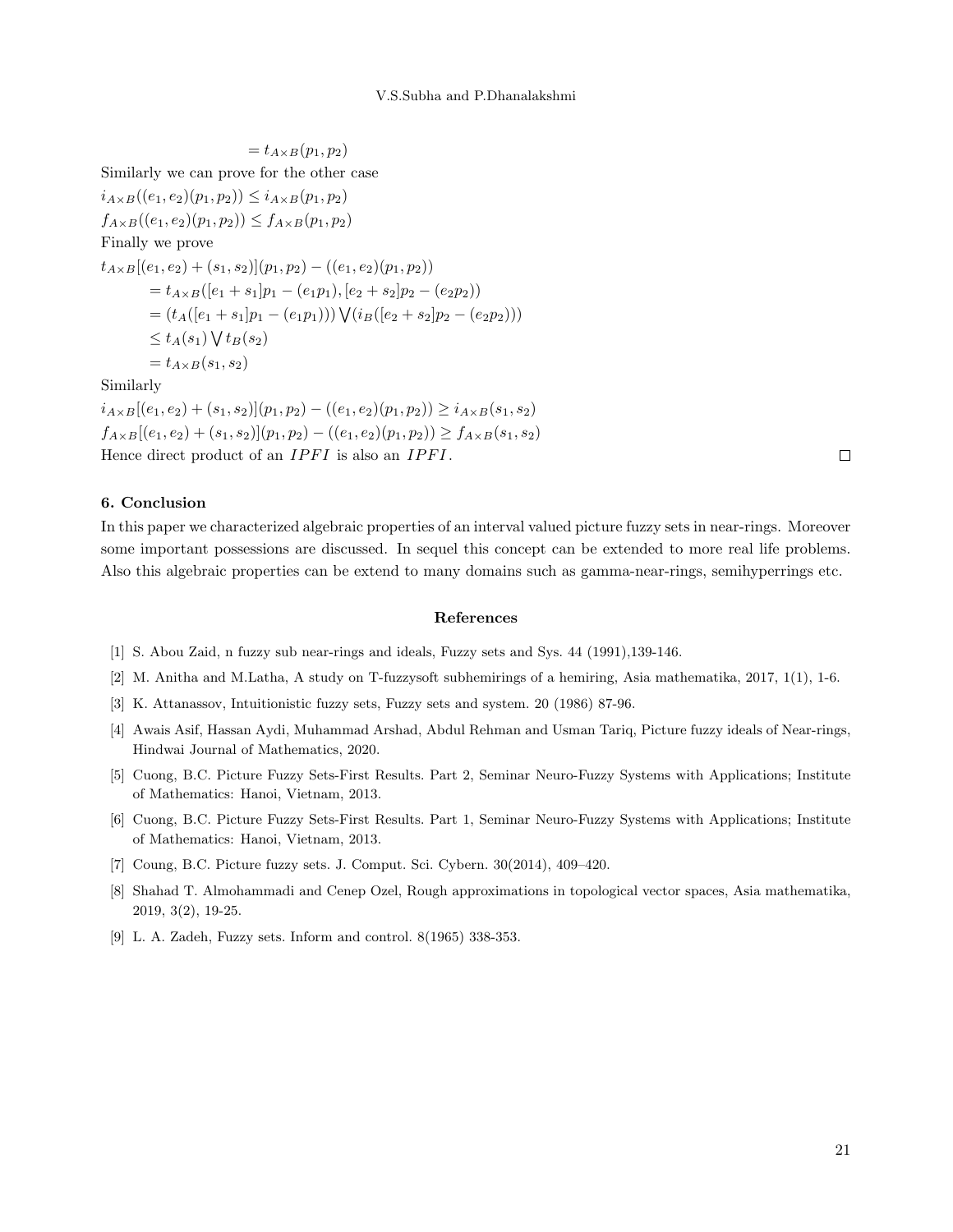$$= t_{A\times B}(p_1, p_2)$$

Similarly we can prove for the other case

$i_{A\times B}((e_1, e_2)(p_1, p_2)) \leq i_{A\times B}(p_1, p_2)$

$f_{A\times B}((e_1, e_2)(p_1, p_2)) \leq f_{A\times B}(p_1, p_2)$

Finally we prove

$$
\begin{aligned}
& t_{A\times B}[(e_1, e_2) + (s_1, s_2)](p_1, p_2) - ((e_1, e_2)(p_1, p_2)) \\
&\quad = t_{A\times B}([e_1 + s_1]p_1 - (e_1p_1), [e_2 + s_2]p_2 - (e_2p_2)) \\
&\quad = (t_A([e_1 + s_1]p_1 - (e_1p_1))) \bigvee (i_B([e_2 + s_2]p_2 - (e_2p_2))) \\
&\quad \leq t_A(s_1) \bigvee t_B(s_2) \\
&\quad = t_{A\times B}(s_1, s_2)
\end{aligned}
$$

Similarly

$i_{A\times B}[(e_1, e_2) + (s_1, s_2)](p_1, p_2) - ((e_1, e_2)(p_1, p_2)) \geq i_{A\times B}(s_1, s_2)$

$f_{A\times B}[(e_1, e_2) + (s_1, s_2)](p_1, p_2) - ((e_1, e_2)(p_1, p_2)) \geq f_{A\times B}(s_1, s_2)$

Hence direct product of an $IPFI$ is also an $IPFI$. □

## 6. Conclusion

In this paper we characterized algebraic properties of an interval valued picture fuzzy sets in near-rings. Moreover some important possessions are discussed. In sequel this concept can be extended to more real life problems. Also this algebraic properties can be extend to many domains such as gamma-near-rings, semihyperrings etc.

## References

[1] S. Abou Zaid, n fuzzy sub near-rings and ideals, Fuzzy sets and Sys. 44 (1991),139-146.

[2] M. Anitha and M.Latha, A study on T-fuzzysoft subhemirings of a hemiring, Asia mathematika, 2017, 1(1), 1-6.

[3] K. Attanassov, Intuitionistic fuzzy sets, Fuzzy sets and system. 20 (1986) 87-96.

[4] Awais Asif, Hassan Aydi, Muhammad Arshad, Abdul Rehman and Usman Tariq, Picture fuzzy ideals of Near-rings, Hindwai Journal of Mathematics, 2020.

[5] Cuong, B.C. Picture Fuzzy Sets-First Results. Part 2, Seminar Neuro-Fuzzy Systems with Applications; Institute of Mathematics: Hanoi, Vietnam, 2013.

[6] Cuong, B.C. Picture Fuzzy Sets-First Results. Part 1, Seminar Neuro-Fuzzy Systems with Applications; Institute of Mathematics: Hanoi, Vietnam, 2013.

[7] Coung, B.C. Picture fuzzy sets. J. Comput. Sci. Cybern. 30(2014), 409–420.

[8] Shahad T. Almohammadi and Cenep Ozel, Rough approximations in topological vector spaces, Asia mathematika, 2019, 3(2), 19-25.

[9] L. A. Zadeh, Fuzzy sets. Inform and control. 8(1965) 338-353.